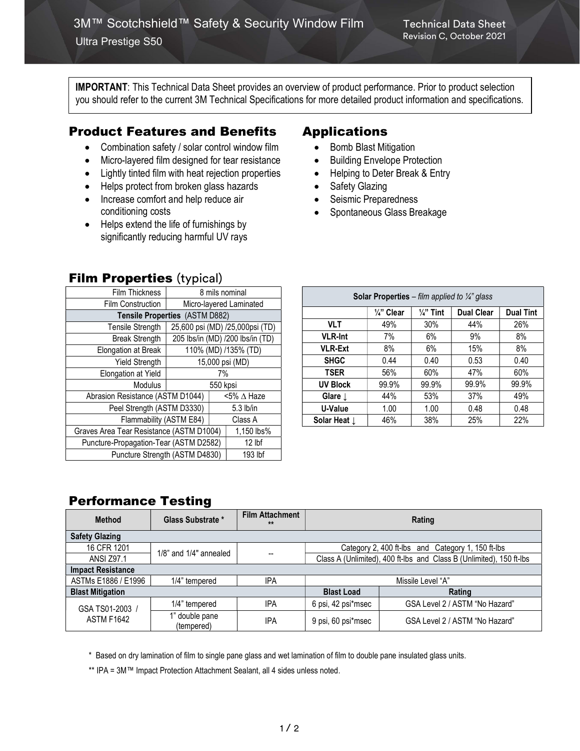# 3M™ Scotchshield™ Safety & Security Window Film

Ultra Prestige S50

Technical Data Sheet
Revision C, October 2021

**IMPORTANT**: This Technical Data Sheet provides an overview of product performance. Prior to product selection you should refer to the current 3M Technical Specifications for more detailed product information and specifications.

## Product Features and Benefits

- Combination safety / solar control window film
- Micro-layered film designed for tear resistance
- Lightly tinted film with heat rejection properties
- Helps protect from broken glass hazards
- Increase comfort and help reduce air conditioning costs
- Helps extend the life of furnishings by significantly reducing harmful UV rays

## Applications

- Bomb Blast Mitigation
- Building Envelope Protection
- Helping to Deter Break & Entry
- Safety Glazing
- Seismic Preparedness
- Spontaneous Glass Breakage

## Film Properties (typical)

| Property | Value |
|---|---|
| Film Thickness | 8 mils nominal |
| Film Construction | Micro-layered Laminated |
| **Tensile Properties** (ASTM D882) | |
| Tensile Strength | 25,600 psi (MD) /25,000psi (TD) |
| Break Strength | 205 lbs/in (MD) /200 lbs/in (TD) |
| Elongation at Break | 110% (MD) /135% (TD) |
| Yield Strength | 15,000 psi (MD) |
| Elongation at Yield | 7% |
| Modulus | 550 kpsi |
| Abrasion Resistance (ASTM D1044) | <5% Δ Haze |
| Peel Strength (ASTM D3330) | 5.3 lb/in |
| Flammability (ASTM E84) | Class A |
| Graves Area Tear Resistance (ASTM D1004) | 1,150 lbs% |
| Puncture-Propagation-Tear (ASTM D2582) | 12 lbf |
| Puncture Strength (ASTM D4830) | 193 lbf |

**Solar Properties** – *film applied to ¼" glass*

| | ¼" Clear | ¼" Tint | Dual Clear | Dual Tint |
|---|---|---|---|---|
| **VLT** | 49% | 30% | 44% | 26% |
| **VLR-Int** | 7% | 6% | 9% | 8% |
| **VLR-Ext** | 8% | 6% | 15% | 8% |
| **SHGC** | 0.44 | 0.40 | 0.53 | 0.40 |
| **TSER** | 56% | 60% | 47% | 60% |
| **UV Block** | 99.9% | 99.9% | 99.9% | 99.9% |
| **Glare ↓** | 44% | 53% | 37% | 49% |
| **U-Value** | 1.00 | 1.00 | 0.48 | 0.48 |
| **Solar Heat ↓** | 46% | 38% | 25% | 22% |

## Performance Testing

| Method | Glass Substrate * | Film Attachment ** | Rating | |
|---|---|---|---|---|
| **Safety Glazing** | | | | |
| 16 CFR 1201 | 1/8" and 1/4" annealed | -- | Category 2, 400 ft-lbs and Category 1, 150 ft-lbs | |
| ANSI Z97.1 | 1/8" and 1/4" annealed | -- | Class A (Unlimited), 400 ft-lbs and Class B (Unlimited), 150 ft-lbs | |
| **Impact Resistance** | | | | |
| ASTMs E1886 / E1996 | 1/4" tempered | IPA | Missile Level "A" | |
| **Blast Mitigation** | | | **Blast Load** | **Rating** |
| GSA TS01-2003 / ASTM F1642 | 1/4" tempered | IPA | 6 psi, 42 psi*msec | GSA Level 2 / ASTM "No Hazard" |
| GSA TS01-2003 / ASTM F1642 | 1" double pane (tempered) | IPA | 9 psi, 60 psi*msec | GSA Level 2 / ASTM "No Hazard" |

\* Based on dry lamination of film to single pane glass and wet lamination of film to double pane insulated glass units.

\*\* IPA = 3M™ Impact Protection Attachment Sealant, all 4 sides unless noted.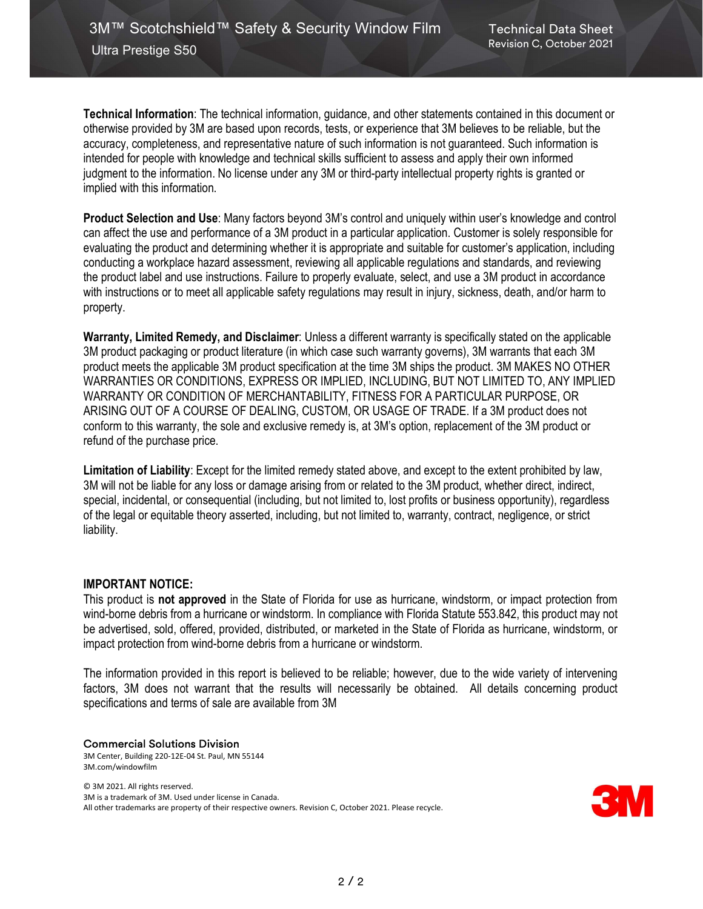**Technical Information**: The technical information, guidance, and other statements contained in this document or otherwise provided by 3M are based upon records, tests, or experience that 3M believes to be reliable, but the accuracy, completeness, and representative nature of such information is not guaranteed. Such information is intended for people with knowledge and technical skills sufficient to assess and apply their own informed judgment to the information. No license under any 3M or third-party intellectual property rights is granted or implied with this information.

**Product Selection and Use**: Many factors beyond 3M's control and uniquely within user's knowledge and control can affect the use and performance of a 3M product in a particular application. Customer is solely responsible for evaluating the product and determining whether it is appropriate and suitable for customer's application, including conducting a workplace hazard assessment, reviewing all applicable regulations and standards, and reviewing the product label and use instructions. Failure to properly evaluate, select, and use a 3M product in accordance with instructions or to meet all applicable safety regulations may result in injury, sickness, death, and/or harm to property.

**Warranty, Limited Remedy, and Disclaimer**: Unless a different warranty is specifically stated on the applicable 3M product packaging or product literature (in which case such warranty governs), 3M warrants that each 3M product meets the applicable 3M product specification at the time 3M ships the product. 3M MAKES NO OTHER WARRANTIES OR CONDITIONS, EXPRESS OR IMPLIED, INCLUDING, BUT NOT LIMITED TO, ANY IMPLIED WARRANTY OR CONDITION OF MERCHANTABILITY, FITNESS FOR A PARTICULAR PURPOSE, OR ARISING OUT OF A COURSE OF DEALING, CUSTOM, OR USAGE OF TRADE. If a 3M product does not conform to this warranty, the sole and exclusive remedy is, at 3M's option, replacement of the 3M product or refund of the purchase price.

**Limitation of Liability**: Except for the limited remedy stated above, and except to the extent prohibited by law, 3M will not be liable for any loss or damage arising from or related to the 3M product, whether direct, indirect, special, incidental, or consequential (including, but not limited to, lost profits or business opportunity), regardless of the legal or equitable theory asserted, including, but not limited to, warranty, contract, negligence, or strict liability.

**IMPORTANT NOTICE:**

This product is **not approved** in the State of Florida for use as hurricane, windstorm, or impact protection from wind-borne debris from a hurricane or windstorm. In compliance with Florida Statute 553.842, this product may not be advertised, sold, offered, provided, distributed, or marketed in the State of Florida as hurricane, windstorm, or impact protection from wind-borne debris from a hurricane or windstorm.

The information provided in this report is believed to be reliable; however, due to the wide variety of intervening factors, 3M does not warrant that the results will necessarily be obtained. All details concerning product specifications and terms of sale are available from 3M

**Commercial Solutions Division**

3M Center, Building 220-12E-04 St. Paul, MN 55144
3M.com/windowfilm

© 3M 2021. All rights reserved.
3M is a trademark of 3M. Used under license in Canada.
All other trademarks are property of their respective owners. Revision C, October 2021. Please recycle.